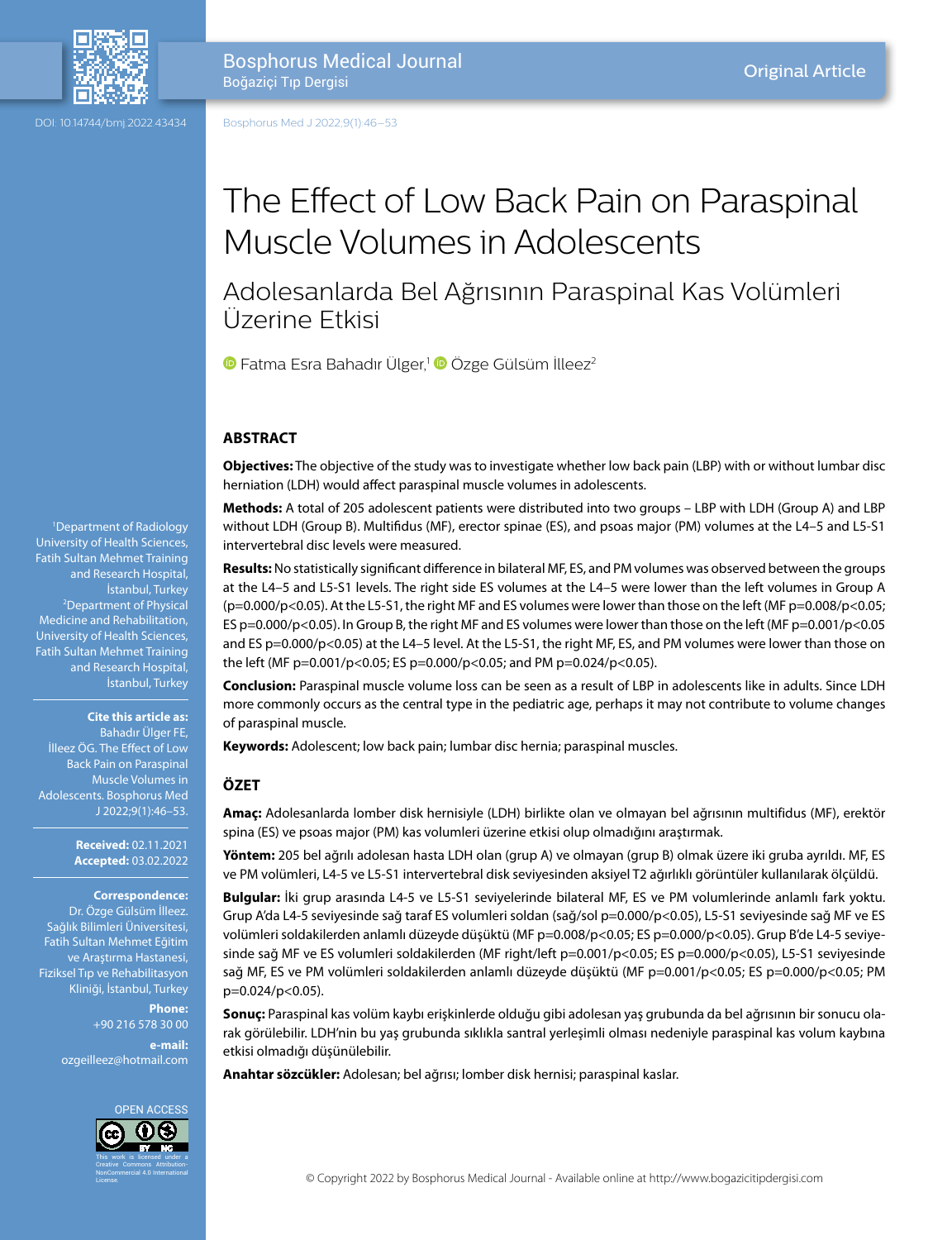Original Article

DOI: 10.14744/bmj.2022.43434

# The Effect of Low Back Pain on Paraspinal Muscle Volumes in Adolescents

## Adolesanlarda Bel Ağrısının Paraspinal Kas Volümleri Üzerine Etkisi

Fatma Esra Bahadır Ülger,[1] Özge Gülsüm İlleez[2]

[1]Department of Radiology University of Health Sciences, Fatih Sultan Mehmet Training and Research Hospital, İstanbul, Turkey

[2]Department of Physical Medicine and Rehabilitation, University of Health Sciences, Fatih Sultan Mehmet Training and Research Hospital, İstanbul, Turkey

**Cite this article as:** Bahadır Ülger FE, İlleez ÖG. The Effect of Low Back Pain on Paraspinal Muscle Volumes in Adolescents. Bosphorus Med J 2022;9(1):46–53.

**Received:** 02.11.2021
**Accepted:** 03.02.2022

**Correspondence:** Dr. Özge Gülsüm İlleez. Sağlık Bilimleri Üniversitesi, Fatih Sultan Mehmet Eğitim ve Araştırma Hastanesi, Fiziksel Tıp ve Rehabilitasyon Kliniği, İstanbul, Turkey

**Phone:** +90 216 578 30 00

**e-mail:** ozgeilleez@hotmail.com

OPEN ACCESS

This work is licensed under a Creative Commons Attribution-NonCommercial 4.0 International License.

## ABSTRACT

**Objectives:** The objective of the study was to investigate whether low back pain (LBP) with or without lumbar disc herniation (LDH) would affect paraspinal muscle volumes in adolescents.

**Methods:** A total of 205 adolescent patients were distributed into two groups – LBP with LDH (Group A) and LBP without LDH (Group B). Multifidus (MF), erector spinae (ES), and psoas major (PM) volumes at the L4–5 and L5-S1 intervertebral disc levels were measured.

**Results:** No statistically significant difference in bilateral MF, ES, and PM volumes was observed between the groups at the L4–5 and L5-S1 levels. The right side ES volumes at the L4–5 were lower than the left volumes in Group A (p=0.000/p<0.05). At the L5-S1, the right MF and ES volumes were lower than those on the left (MF p=0.008/p<0.05; ES p=0.000/p<0.05). In Group B, the right MF and ES volumes were lower than those on the left (MF p=0.001/p<0.05 and ES p=0.000/p<0.05) at the L4–5 level. At the L5-S1, the right MF, ES, and PM volumes were lower than those on the left (MF p=0.001/p<0.05; ES p=0.000/p<0.05; and PM p=0.024/p<0.05).

**Conclusion:** Paraspinal muscle volume loss can be seen as a result of LBP in adolescents like in adults. Since LDH more commonly occurs as the central type in the pediatric age, perhaps it may not contribute to volume changes of paraspinal muscle.

**Keywords:** Adolescent; low back pain; lumbar disc hernia; paraspinal muscles.

## ÖZET

**Amaç:** Adolesanlarda lomber disk hernisiyle (LDH) birlikte olan ve olmayan bel ağrısının multifidus (MF), erektör spina (ES) ve psoas major (PM) kas volumleri üzerine etkisi olup olmadığını araştırmak.

**Yöntem:** 205 bel ağrılı adolesan hasta LDH olan (grup A) ve olmayan (grup B) olmak üzere iki gruba ayrıldı. MF, ES ve PM volümleri, L4-5 ve L5-S1 intervertebral disk seviyesinden aksiyel T2 ağırlıklı görüntüler kullanılarak ölçüldü.

**Bulgular:** İki grup arasında L4-5 ve L5-S1 seviyelerinde bilateral MF, ES ve PM volumlerinde anlamlı fark yoktu. Grup A'da L4-5 seviyesinde sağ taraf ES volumleri soldan (sağ/sol p=0.000/p<0.05), L5-S1 seviyesinde sağ MF ve ES volümleri soldakilerden anlamlı düzeyde düşüktü (MF p=0.008/p<0.05; ES p=0.000/p<0.05). Grup B'de L4-5 seviyesinde sağ MF ve ES volumleri soldakilerden (MF right/left p=0.001/p<0.05; ES p=0.000/p<0.05), L5-S1 seviyesinde sağ MF, ES ve PM volümleri soldakilerden anlamlı düzeyde düşüktü (MF p=0.001/p<0.05; ES p=0.000/p<0.05; PM p=0.024/p<0.05).

**Sonuç:** Paraspinal kas volüm kaybı erişkinlerde olduğu gibi adolesan yaş grubunda da bel ağrısının bir sonucu olarak görülebilir. LDH'nin bu yaş grubunda sıklıkla santral yerleşimli olması nedeniyle paraspinal kas volum kaybına etkisi olmadığı düşünülebilir.

**Anahtar sözcükler:** Adolesan; bel ağrısı; lomber disk hernisi; paraspinal kaslar.

© Copyright 2022 by Bosphorus Medical Journal - Available online at http://www.bogazicitipdergisi.com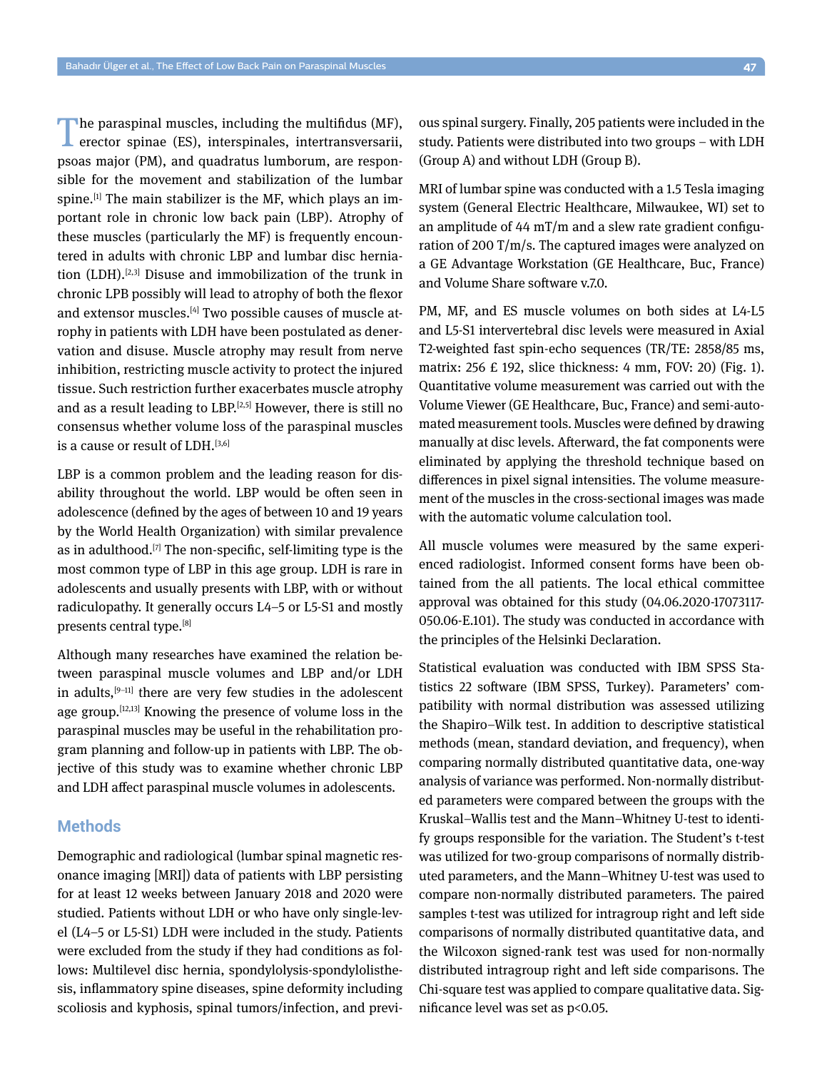The paraspinal muscles, including the multifidus (MF), erector spinae (ES), interspinales, intertransversarii, psoas major (PM), and quadratus lumborum, are responsible for the movement and stabilization of the lumbar spine.[1] The main stabilizer is the MF, which plays an important role in chronic low back pain (LBP). Atrophy of these muscles (particularly the MF) is frequently encountered in adults with chronic LBP and lumbar disc herniation (LDH).[2,3] Disuse and immobilization of the trunk in chronic LPB possibly will lead to atrophy of both the flexor and extensor muscles.[4] Two possible causes of muscle atrophy in patients with LDH have been postulated as denervation and disuse. Muscle atrophy may result from nerve inhibition, restricting muscle activity to protect the injured tissue. Such restriction further exacerbates muscle atrophy and as a result leading to LBP.[2,5] However, there is still no consensus whether volume loss of the paraspinal muscles is a cause or result of LDH.[3,6]

LBP is a common problem and the leading reason for disability throughout the world. LBP would be often seen in adolescence (defined by the ages of between 10 and 19 years by the World Health Organization) with similar prevalence as in adulthood.[7] The non-specific, self-limiting type is the most common type of LBP in this age group. LDH is rare in adolescents and usually presents with LBP, with or without radiculopathy. It generally occurs L4–5 or L5-S1 and mostly presents central type.[8]

Although many researches have examined the relation between paraspinal muscle volumes and LBP and/or LDH in adults,[9–11] there are very few studies in the adolescent age group.[12,13] Knowing the presence of volume loss in the paraspinal muscles may be useful in the rehabilitation program planning and follow-up in patients with LBP. The objective of this study was to examine whether chronic LBP and LDH affect paraspinal muscle volumes in adolescents.

## Methods

Demographic and radiological (lumbar spinal magnetic resonance imaging [MRI]) data of patients with LBP persisting for at least 12 weeks between January 2018 and 2020 were studied. Patients without LDH or who have only single-level (L4–5 or L5-S1) LDH were included in the study. Patients were excluded from the study if they had conditions as follows: Multilevel disc hernia, spondylolysis-spondylolisthesis, inflammatory spine diseases, spine deformity including scoliosis and kyphosis, spinal tumors/infection, and previous spinal surgery. Finally, 205 patients were included in the study. Patients were distributed into two groups – with LDH (Group A) and without LDH (Group B).

MRI of lumbar spine was conducted with a 1.5 Tesla imaging system (General Electric Healthcare, Milwaukee, WI) set to an amplitude of 44 mT/m and a slew rate gradient configuration of 200 T/m/s. The captured images were analyzed on a GE Advantage Workstation (GE Healthcare, Buc, France) and Volume Share software v.7.0.

PM, MF, and ES muscle volumes on both sides at L4-L5 and L5-S1 intervertebral disc levels were measured in Axial T2-weighted fast spin-echo sequences (TR/TE: 2858/85 ms, matrix: 256 £ 192, slice thickness: 4 mm, FOV: 20) (Fig. 1). Quantitative volume measurement was carried out with the Volume Viewer (GE Healthcare, Buc, France) and semi-automated measurement tools. Muscles were defined by drawing manually at disc levels. Afterward, the fat components were eliminated by applying the threshold technique based on differences in pixel signal intensities. The volume measurement of the muscles in the cross-sectional images was made with the automatic volume calculation tool.

All muscle volumes were measured by the same experienced radiologist. Informed consent forms have been obtained from the all patients. The local ethical committee approval was obtained for this study (04.06.2020-17073117-050.06-E.101). The study was conducted in accordance with the principles of the Helsinki Declaration.

Statistical evaluation was conducted with IBM SPSS Statistics 22 software (IBM SPSS, Turkey). Parameters' compatibility with normal distribution was assessed utilizing the Shapiro–Wilk test. In addition to descriptive statistical methods (mean, standard deviation, and frequency), when comparing normally distributed quantitative data, one-way analysis of variance was performed. Non-normally distributed parameters were compared between the groups with the Kruskal–Wallis test and the Mann–Whitney U-test to identify groups responsible for the variation. The Student's t-test was utilized for two-group comparisons of normally distributed parameters, and the Mann–Whitney U-test was used to compare non-normally distributed parameters. The paired samples t-test was utilized for intragroup right and left side comparisons of normally distributed quantitative data, and the Wilcoxon signed-rank test was used for non-normally distributed intragroup right and left side comparisons. The Chi-square test was applied to compare qualitative data. Significance level was set as $p<0.05$.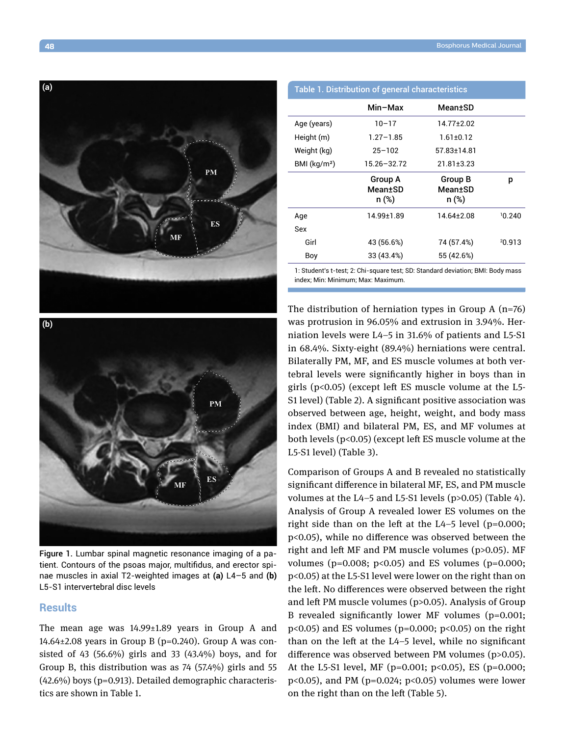Figure 1. Lumbar spinal magnetic resonance imaging of a patient. Contours of the psoas major, multifidus, and erector spinae muscles in axial T2-weighted images at **(a)** L4–5 and **(b)** L5-S1 intervertebral disc levels

## Results

The mean age was 14.99±1.89 years in Group A and 14.64±2.08 years in Group B (p=0.240). Group A was consisted of 43 (56.6%) girls and 33 (43.4%) boys, and for Group B, this distribution was as 74 (57.4%) girls and 55 (42.6%) boys (p=0.913). Detailed demographic characteristics are shown in Table 1.

**Table 1. Distribution of general characteristics**

| | Min–Max | Mean±SD | |
|---|---|---|---|
| Age (years) | 10–17 | 14.77±2.02 | |
| Height (m) | 1.27–1.85 | 1.61±0.12 | |
| Weight (kg) | 25–102 | 57.83±14.81 | |
| BMI (kg/m²) | 15.26–32.72 | 21.81±3.23 | |
| | Group A Mean±SD n (%) | Group B Mean±SD n (%) | p |
| Age | 14.99±1.89 | 14.64±2.08 | [1]0.240 |
| Sex | | | |
| Girl | 43 (56.6%) | 74 (57.4%) | [2]0.913 |
| Boy | 33 (43.4%) | 55 (42.6%) | |

1: Student's t-test; 2: Chi-square test; SD: Standard deviation; BMI: Body mass index; Min: Minimum; Max: Maximum.

The distribution of herniation types in Group A (n=76) was protrusion in 96.05% and extrusion in 3.94%. Herniation levels were L4–5 in 31.6% of patients and L5-S1 in 68.4%. Sixty-eight (89.4%) herniations were central. Bilaterally PM, MF, and ES muscle volumes at both vertebral levels were significantly higher in boys than in girls (p<0.05) (except left ES muscle volume at the L5-S1 level) (Table 2). A significant positive association was observed between age, height, weight, and body mass index (BMI) and bilateral PM, ES, and MF volumes at both levels (p<0.05) (except left ES muscle volume at the L5-S1 level) (Table 3).

Comparison of Groups A and B revealed no statistically significant difference in bilateral MF, ES, and PM muscle volumes at the L4–5 and L5-S1 levels (p>0.05) (Table 4). Analysis of Group A revealed lower ES volumes on the right side than on the left at the L4–5 level (p=0.000; p<0.05), while no difference was observed between the right and left MF and PM muscle volumes (p>0.05). MF volumes (p=0.008; p<0.05) and ES volumes (p=0.000; p<0.05) at the L5-S1 level were lower on the right than on the left. No differences were observed between the right and left PM muscle volumes (p>0.05). Analysis of Group B revealed significantly lower MF volumes (p=0.001; p<0.05) and ES volumes (p=0.000; p<0.05) on the right than on the left at the L4–5 level, while no significant difference was observed between PM volumes (p>0.05). At the L5-S1 level, MF (p=0.001; p<0.05), ES (p=0.000; p<0.05), and PM (p=0.024; p<0.05) volumes were lower on the right than on the left (Table 5).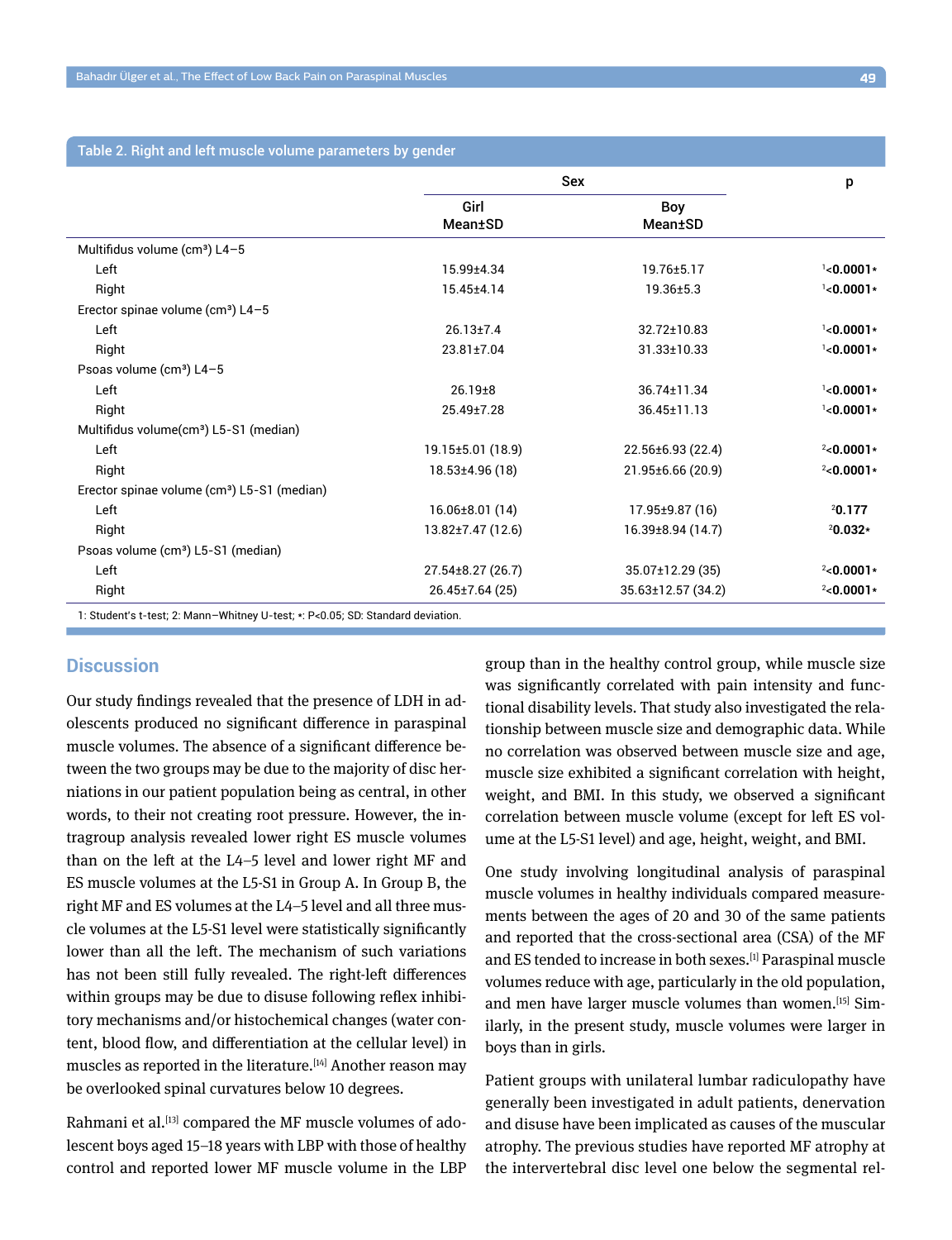**Table 2. Right and left muscle volume parameters by gender**

| | Sex | | p |
|---|---|---|---|
| | Girl Mean±SD | Boy Mean±SD | |
| Multifidus volume (cm³) L4–5 | | | |
| Left | 15.99±4.34 | 19.76±5.17 | [1]**<0.0001*** |
| Right | 15.45±4.14 | 19.36±5.3 | [1]**<0.0001*** |
| Erector spinae volume (cm³) L4–5 | | | |
| Left | 26.13±7.4 | 32.72±10.83 | [1]**<0.0001*** |
| Right | 23.81±7.04 | 31.33±10.33 | [1]**<0.0001*** |
| Psoas volume (cm³) L4–5 | | | |
| Left | 26.19±8 | 36.74±11.34 | [1]**<0.0001*** |
| Right | 25.49±7.28 | 36.45±11.13 | [1]**<0.0001*** |
| Multifidus volume(cm³) L5-S1 (median) | | | |
| Left | 19.15±5.01 (18.9) | 22.56±6.93 (22.4) | [2]**<0.0001*** |
| Right | 18.53±4.96 (18) | 21.95±6.66 (20.9) | [2]**<0.0001*** |
| Erector spinae volume (cm³) L5-S1 (median) | | | |
| Left | 16.06±8.01 (14) | 17.95±9.87 (16) | [2]**0.177** |
| Right | 13.82±7.47 (12.6) | 16.39±8.94 (14.7) | [2]**0.032*** |
| Psoas volume (cm³) L5-S1 (median) | | | |
| Left | 27.54±8.27 (26.7) | 35.07±12.29 (35) | [2]**<0.0001*** |
| Right | 26.45±7.64 (25) | 35.63±12.57 (34.2) | [2]**<0.0001*** |

1: Student's t-test; 2: Mann–Whitney U-test; *: P<0.05; SD: Standard deviation.

## Discussion

Our study findings revealed that the presence of LDH in adolescents produced no significant difference in paraspinal muscle volumes. The absence of a significant difference between the two groups may be due to the majority of disc herniations in our patient population being as central, in other words, to their not creating root pressure. However, the intragroup analysis revealed lower right ES muscle volumes than on the left at the L4–5 level and lower right MF and ES muscle volumes at the L5-S1 in Group A. In Group B, the right MF and ES volumes at the L4–5 level and all three muscle volumes at the L5-S1 level were statistically significantly lower than all the left. The mechanism of such variations has not been still fully revealed. The right-left differences within groups may be due to disuse following reflex inhibitory mechanisms and/or histochemical changes (water content, blood flow, and differentiation at the cellular level) in muscles as reported in the literature.[14] Another reason may be overlooked spinal curvatures below 10 degrees.

Rahmani et al.[13] compared the MF muscle volumes of adolescent boys aged 15–18 years with LBP with those of healthy control and reported lower MF muscle volume in the LBP group than in the healthy control group, while muscle size was significantly correlated with pain intensity and functional disability levels. That study also investigated the relationship between muscle size and demographic data. While no correlation was observed between muscle size and age, muscle size exhibited a significant correlation with height, weight, and BMI. In this study, we observed a significant correlation between muscle volume (except for left ES volume at the L5-S1 level) and age, height, weight, and BMI.

One study involving longitudinal analysis of paraspinal muscle volumes in healthy individuals compared measurements between the ages of 20 and 30 of the same patients and reported that the cross-sectional area (CSA) of the MF and ES tended to increase in both sexes.[1] Paraspinal muscle volumes reduce with age, particularly in the old population, and men have larger muscle volumes than women.[15] Similarly, in the present study, muscle volumes were larger in boys than in girls.

Patient groups with unilateral lumbar radiculopathy have generally been investigated in adult patients, denervation and disuse have been implicated as causes of the muscular atrophy. The previous studies have reported MF atrophy at the intervertebral disc level one below the segmental rel-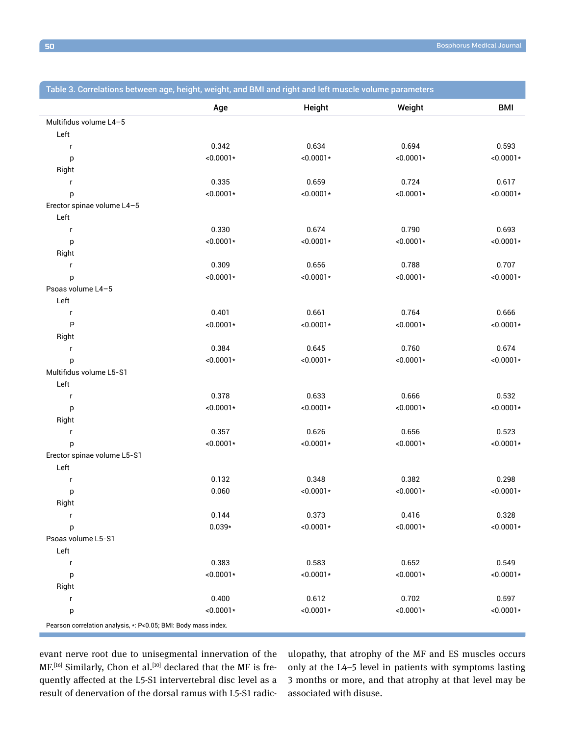**Table 3. Correlations between age, height, weight, and BMI and right and left muscle volume parameters**

| | Age | Height | Weight | BMI |
|---|---|---|---|---|
| Multifidus volume L4–5 | | | | |
| Left | | | | |
| r | 0.342 | 0.634 | 0.694 | 0.593 |
| p | <0.0001* | <0.0001* | <0.0001* | <0.0001* |
| Right | | | | |
| r | 0.335 | 0.659 | 0.724 | 0.617 |
| p | <0.0001* | <0.0001* | <0.0001* | <0.0001* |
| Erector spinae volume L4–5 | | | | |
| Left | | | | |
| r | 0.330 | 0.674 | 0.790 | 0.693 |
| p | <0.0001* | <0.0001* | <0.0001* | <0.0001* |
| Right | | | | |
| r | 0.309 | 0.656 | 0.788 | 0.707 |
| p | <0.0001* | <0.0001* | <0.0001* | <0.0001* |
| Psoas volume L4–5 | | | | |
| Left | | | | |
| r | 0.401 | 0.661 | 0.764 | 0.666 |
| P | <0.0001* | <0.0001* | <0.0001* | <0.0001* |
| Right | | | | |
| r | 0.384 | 0.645 | 0.760 | 0.674 |
| p | <0.0001* | <0.0001* | <0.0001* | <0.0001* |
| Multifidus volume L5-S1 | | | | |
| Left | | | | |
| r | 0.378 | 0.633 | 0.666 | 0.532 |
| p | <0.0001* | <0.0001* | <0.0001* | <0.0001* |
| Right | | | | |
| r | 0.357 | 0.626 | 0.656 | 0.523 |
| p | <0.0001* | <0.0001* | <0.0001* | <0.0001* |
| Erector spinae volume L5-S1 | | | | |
| Left | | | | |
| r | 0.132 | 0.348 | 0.382 | 0.298 |
| p | 0.060 | <0.0001* | <0.0001* | <0.0001* |
| Right | | | | |
| r | 0.144 | 0.373 | 0.416 | 0.328 |
| p | 0.039* | <0.0001* | <0.0001* | <0.0001* |
| Psoas volume L5-S1 | | | | |
| Left | | | | |
| r | 0.383 | 0.583 | 0.652 | 0.549 |
| p | <0.0001* | <0.0001* | <0.0001* | <0.0001* |
| Right | | | | |
| r | 0.400 | 0.612 | 0.702 | 0.597 |
| p | <0.0001* | <0.0001* | <0.0001* | <0.0001* |

Pearson correlation analysis, *: P<0.05; BMI: Body mass index.

evant nerve root due to unisegmental innervation of the MF.[16] Similarly, Chon et al.[10] declared that the MF is frequently affected at the L5-S1 intervertebral disc level as a result of denervation of the dorsal ramus with L5-S1 radiculopathy, that atrophy of the MF and ES muscles occurs only at the L4–5 level in patients with symptoms lasting 3 months or more, and that atrophy at that level may be associated with disuse.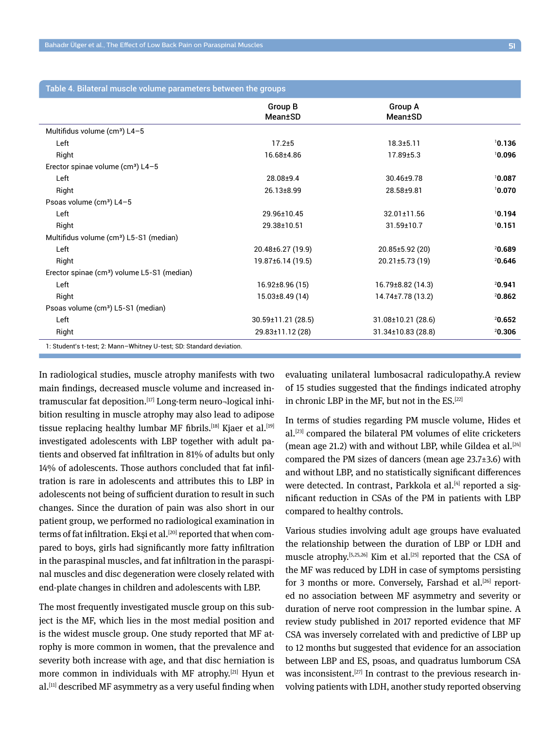**Table 4. Bilateral muscle volume parameters between the groups**

| | Group B Mean±SD | Group A Mean±SD | |
|---|---|---|---|
| Multifidus volume (cm³) L4–5 | | | |
| Left | 17.2±5 | 18.3±5.11 | [1]**0.136** |
| Right | 16.68±4.86 | 17.89±5.3 | [1]**0.096** |
| Erector spinae volume (cm³) L4–5 | | | |
| Left | 28.08±9.4 | 30.46±9.78 | [1]**0.087** |
| Right | 26.13±8.99 | 28.58±9.81 | [1]**0.070** |
| Psoas volume (cm³) L4–5 | | | |
| Left | 29.96±10.45 | 32.01±11.56 | [1]**0.194** |
| Right | 29.38±10.51 | 31.59±10.7 | [1]**0.151** |
| Multifidus volume (cm³) L5-S1 (median) | | | |
| Left | 20.48±6.27 (19.9) | 20.85±5.92 (20) | [2]**0.689** |
| Right | 19.87±6.14 (19.5) | 20.21±5.73 (19) | [2]**0.646** |
| Erector spinae (cm³) volume L5-S1 (median) | | | |
| Left | 16.92±8.96 (15) | 16.79±8.82 (14.3) | [2]**0.941** |
| Right | 15.03±8.49 (14) | 14.74±7.78 (13.2) | [2]**0.862** |
| Psoas volume (cm³) L5-S1 (median) | | | |
| Left | 30.59±11.21 (28.5) | 31.08±10.21 (28.6) | [2]**0.652** |
| Right | 29.83±11.12 (28) | 31.34±10.83 (28.8) | [2]**0.306** |

1: Student's t-test; 2: Mann–Whitney U-test; SD: Standard deviation.

In radiological studies, muscle atrophy manifests with two main findings, decreased muscle volume and increased intramuscular fat deposition.[17] Long-term neuro¬logical inhibition resulting in muscle atrophy may also lead to adipose tissue replacing healthy lumbar MF fibrils.[18] Kjaer et al.[19] investigated adolescents with LBP together with adult patients and observed fat infiltration in 81% of adults but only 14% of adolescents. Those authors concluded that fat infiltration is rare in adolescents and attributes this to LBP in adolescents not being of sufficient duration to result in such changes. Since the duration of pain was also short in our patient group, we performed no radiological examination in terms of fat infiltration. Ekşi et al.[20] reported that when compared to boys, girls had significantly more fatty infiltration in the paraspinal muscles, and fat infiltration in the paraspinal muscles and disc degeneration were closely related with end-plate changes in children and adolescents with LBP.

The most frequently investigated muscle group on this subject is the MF, which lies in the most medial position and is the widest muscle group. One study reported that MF atrophy is more common in women, that the prevalence and severity both increase with age, and that disc herniation is more common in individuals with MF atrophy.[21] Hyun et al.[11] described MF asymmetry as a very useful finding when evaluating unilateral lumbosacral radiculopathy.A review of 15 studies suggested that the findings indicated atrophy in chronic LBP in the MF, but not in the ES.[22]

In terms of studies regarding PM muscle volume, Hides et al.[23] compared the bilateral PM volumes of elite cricketers (mean age 21.2) with and without LBP, while Gildea et al.[24] compared the PM sizes of dancers (mean age 23.7±3.6) with and without LBP, and no statistically significant differences were detected. In contrast, Parkkola et al.[4] reported a significant reduction in CSAs of the PM in patients with LBP compared to healthy controls.

Various studies involving adult age groups have evaluated the relationship between the duration of LBP or LDH and muscle atrophy.[5,25,26] Kim et al.[25] reported that the CSA of the MF was reduced by LDH in case of symptoms persisting for 3 months or more. Conversely, Farshad et al.[26] reported no association between MF asymmetry and severity or duration of nerve root compression in the lumbar spine. A review study published in 2017 reported evidence that MF CSA was inversely correlated with and predictive of LBP up to 12 months but suggested that evidence for an association between LBP and ES, psoas, and quadratus lumborum CSA was inconsistent.[27] In contrast to the previous research involving patients with LDH, another study reported observing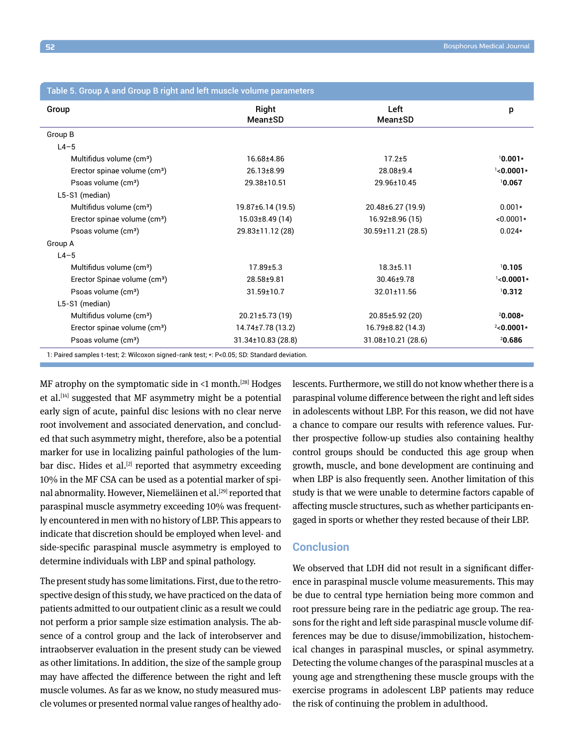Table 5. Group A and Group B right and left muscle volume parameters

| Group | Right Mean±SD | Left Mean±SD | p |
|---|---|---|---|
| Group B | | | |
| L4–5 | | | |
| Multifidus volume (cm³) | 16.68±4.86 | 17.2±5 | [1]**0.001*** |
| Erector spinae volume (cm³) | 26.13±8.99 | 28.08±9.4 | [1]**<0.0001*** |
| Psoas volume (cm³) | 29.38±10.51 | 29.96±10.45 | [1]**0.067** |
| L5-S1 (median) | | | |
| Multifidus volume (cm³) | 19.87±6.14 (19.5) | 20.48±6.27 (19.9) | 0.001* |
| Erector spinae volume (cm³) | 15.03±8.49 (14) | 16.92±8.96 (15) | <0.0001* |
| Psoas volume (cm³) | 29.83±11.12 (28) | 30.59±11.21 (28.5) | 0.024* |
| Group A | | | |
| L4–5 | | | |
| Multifidus volume (cm³) | 17.89±5.3 | 18.3±5.11 | [1]**0.105** |
| Erector Spinae volume (cm³) | 28.58±9.81 | 30.46±9.78 | [1]**<0.0001*** |
| Psoas volume (cm³) | 31.59±10.7 | 32.01±11.56 | [1]**0.312** |
| L5-S1 (median) | | | |
| Multifidus volume (cm³) | 20.21±5.73 (19) | 20.85±5.92 (20) | [2]**0.008*** |
| Erector spinae volume (cm³) | 14.74±7.78 (13.2) | 16.79±8.82 (14.3) | [2]**<0.0001*** |
| Psoas volume (cm³) | 31.34±10.83 (28.8) | 31.08±10.21 (28.6) | [2]**0.686** |

1: Paired samples t-test; 2: Wilcoxon signed-rank test; *: P<0.05; SD: Standard deviation.

MF atrophy on the symptomatic side in <1 month.[28] Hodges et al.[14] suggested that MF asymmetry might be a potential early sign of acute, painful disc lesions with no clear nerve root involvement and associated denervation, and concluded that such asymmetry might, therefore, also be a potential marker for use in localizing painful pathologies of the lumbar disc. Hides et al.[2] reported that asymmetry exceeding 10% in the MF CSA can be used as a potential marker of spinal abnormality. However, Niemeläinen et al.[29] reported that paraspinal muscle asymmetry exceeding 10% was frequently encountered in men with no history of LBP. This appears to indicate that discretion should be employed when level- and side-specific paraspinal muscle asymmetry is employed to determine individuals with LBP and spinal pathology.

The present study has some limitations. First, due to the retrospective design of this study, we have practiced on the data of patients admitted to our outpatient clinic as a result we could not perform a prior sample size estimation analysis. The absence of a control group and the lack of interobserver and intraobserver evaluation in the present study can be viewed as other limitations. In addition, the size of the sample group may have affected the difference between the right and left muscle volumes. As far as we know, no study measured muscle volumes or presented normal value ranges of healthy adolescents. Furthermore, we still do not know whether there is a paraspinal volume difference between the right and left sides in adolescents without LBP. For this reason, we did not have a chance to compare our results with reference values. Further prospective follow-up studies also containing healthy control groups should be conducted this age group when growth, muscle, and bone development are continuing and when LBP is also frequently seen. Another limitation of this study is that we were unable to determine factors capable of affecting muscle structures, such as whether participants engaged in sports or whether they rested because of their LBP.

## Conclusion

We observed that LDH did not result in a significant difference in paraspinal muscle volume measurements. This may be due to central type herniation being more common and root pressure being rare in the pediatric age group. The reasons for the right and left side paraspinal muscle volume differences may be due to disuse/immobilization, histochemical changes in paraspinal muscles, or spinal asymmetry. Detecting the volume changes of the paraspinal muscles at a young age and strengthening these muscle groups with the exercise programs in adolescent LBP patients may reduce the risk of continuing the problem in adulthood.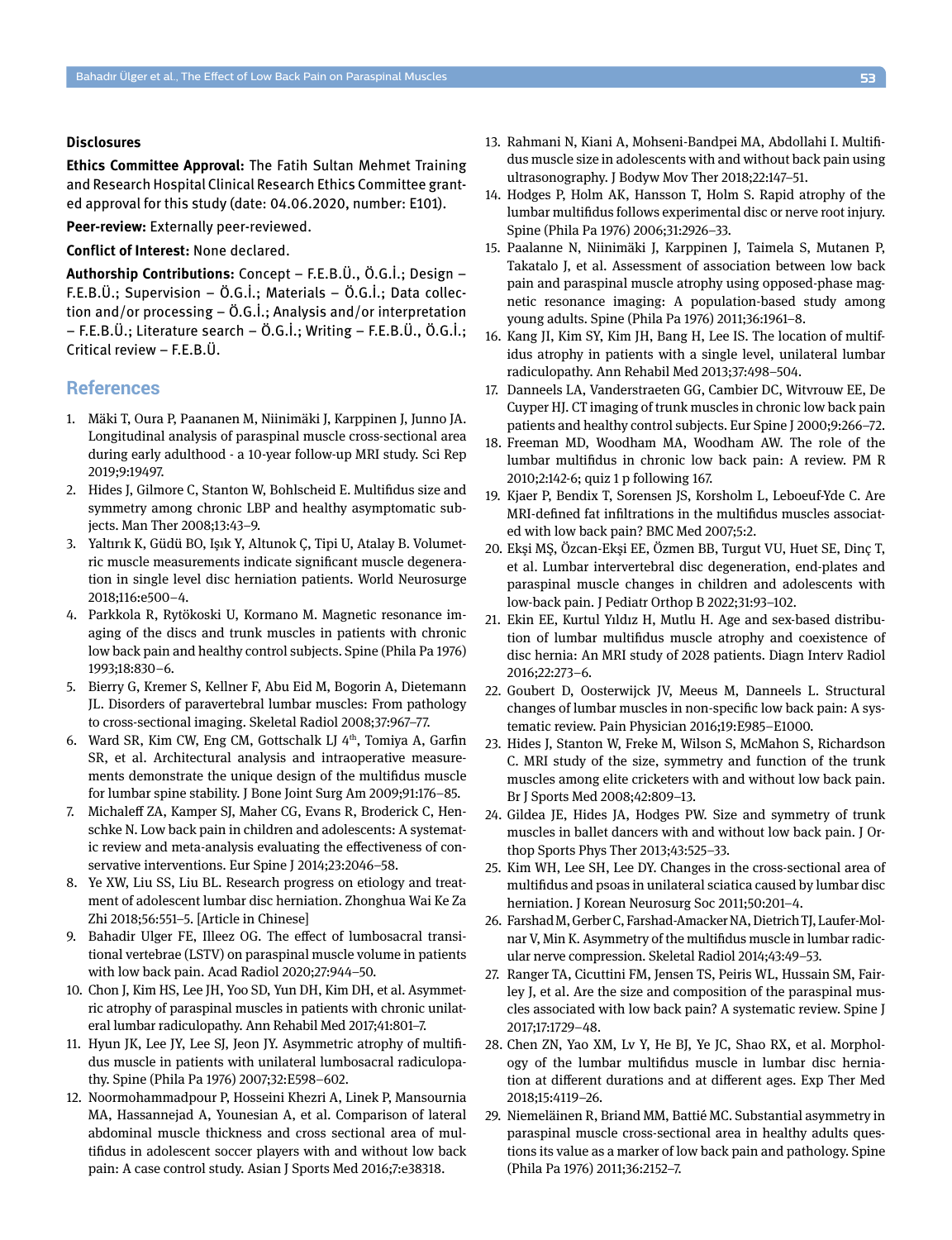**Disclosures**

**Ethics Committee Approval:** The Fatih Sultan Mehmet Training and Research Hospital Clinical Research Ethics Committee granted approval for this study (date: 04.06.2020, number: E101).

**Peer-review:** Externally peer-reviewed.

**Conflict of Interest:** None declared.

**Authorship Contributions:** Concept – F.E.B.Ü., Ö.G.İ.; Design – F.E.B.Ü.; Supervision – Ö.G.İ.; Materials – Ö.G.İ.; Data collection and/or processing – Ö.G.İ.; Analysis and/or interpretation – F.E.B.Ü.; Literature search – Ö.G.İ.; Writing – F.E.B.Ü., Ö.G.İ.; Critical review – F.E.B.Ü.

## References

1. Mäki T, Oura P, Paananen M, Niinimäki J, Karppinen J, Junno JA. Longitudinal analysis of paraspinal muscle cross-sectional area during early adulthood - a 10-year follow-up MRI study. Sci Rep 2019;9:19497.
2. Hides J, Gilmore C, Stanton W, Bohlscheid E. Multifidus size and symmetry among chronic LBP and healthy asymptomatic subjects. Man Ther 2008;13:43–9.
3. Yaltırık K, Güdü BO, Işık Y, Altunok Ç, Tipi U, Atalay B. Volumetric muscle measurements indicate significant muscle degeneration in single level disc herniation patients. World Neurosurge 2018;116:e500–4.
4. Parkkola R, Rytökoski U, Kormano M. Magnetic resonance imaging of the discs and trunk muscles in patients with chronic low back pain and healthy control subjects. Spine (Phila Pa 1976) 1993;18:830–6.
5. Bierry G, Kremer S, Kellner F, Abu Eid M, Bogorin A, Dietemann JL. Disorders of paravertebral lumbar muscles: From pathology to cross-sectional imaging. Skeletal Radiol 2008;37:967–77.
6. Ward SR, Kim CW, Eng CM, Gottschalk LJ 4th, Tomiya A, Garfin SR, et al. Architectural analysis and intraoperative measurements demonstrate the unique design of the multifidus muscle for lumbar spine stability. J Bone Joint Surg Am 2009;91:176–85.
7. Michaleff ZA, Kamper SJ, Maher CG, Evans R, Broderick C, Henschke N. Low back pain in children and adolescents: A systematic review and meta-analysis evaluating the effectiveness of conservative interventions. Eur Spine J 2014;23:2046–58.
8. Ye XW, Liu SS, Liu BL. Research progress on etiology and treatment of adolescent lumbar disc herniation. Zhonghua Wai Ke Za Zhi 2018;56:551–5. [Article in Chinese]
9. Bahadir Ulger FE, Illeez OG. The effect of lumbosacral transitional vertebrae (LSTV) on paraspinal muscle volume in patients with low back pain. Acad Radiol 2020;27:944–50.
10. Chon J, Kim HS, Lee JH, Yoo SD, Yun DH, Kim DH, et al. Asymmetric atrophy of paraspinal muscles in patients with chronic unilateral lumbar radiculopathy. Ann Rehabil Med 2017;41:801–7.
11. Hyun JK, Lee JY, Lee SJ, Jeon JY. Asymmetric atrophy of multifidus muscle in patients with unilateral lumbosacral radiculopathy. Spine (Phila Pa 1976) 2007;32:E598–602.
12. Noormohammadpour P, Hosseini Khezri A, Linek P, Mansournia MA, Hassannejad A, Younesian A, et al. Comparison of lateral abdominal muscle thickness and cross sectional area of multifidus in adolescent soccer players with and without low back pain: A case control study. Asian J Sports Med 2016;7:e38318.
13. Rahmani N, Kiani A, Mohseni-Bandpei MA, Abdollahi I. Multifidus muscle size in adolescents with and without back pain using ultrasonography. J Bodyw Mov Ther 2018;22:147–51.
14. Hodges P, Holm AK, Hansson T, Holm S. Rapid atrophy of the lumbar multifidus follows experimental disc or nerve root injury. Spine (Phila Pa 1976) 2006;31:2926–33.
15. Paalanne N, Niinimäki J, Karppinen J, Taimela S, Mutanen P, Takatalo J, et al. Assessment of association between low back pain and paraspinal muscle atrophy using opposed-phase magnetic resonance imaging: A population-based study among young adults. Spine (Phila Pa 1976) 2011;36:1961–8.
16. Kang JI, Kim SY, Kim JH, Bang H, Lee IS. The location of multifidus atrophy in patients with a single level, unilateral lumbar radiculopathy. Ann Rehabil Med 2013;37:498–504.
17. Danneels LA, Vanderstraeten GG, Cambier DC, Witvrouw EE, De Cuyper HJ. CT imaging of trunk muscles in chronic low back pain patients and healthy control subjects. Eur Spine J 2000;9:266–72.
18. Freeman MD, Woodham MA, Woodham AW. The role of the lumbar multifidus in chronic low back pain: A review. PM R 2010;2:142-6; quiz 1 p following 167.
19. Kjaer P, Bendix T, Sorensen JS, Korsholm L, Leboeuf-Yde C. Are MRI-defined fat infiltrations in the multifidus muscles associated with low back pain? BMC Med 2007;5:2.
20. Ekşi MŞ, Özcan-Ekşi EE, Özmen BB, Turgut VU, Huet SE, Dinç T, et al. Lumbar intervertebral disc degeneration, end-plates and paraspinal muscle changes in children and adolescents with low-back pain. J Pediatr Orthop B 2022;31:93–102.
21. Ekin EE, Kurtul Yıldız H, Mutlu H. Age and sex-based distribution of lumbar multifidus muscle atrophy and coexistence of disc hernia: An MRI study of 2028 patients. Diagn Interv Radiol 2016;22:273–6.
22. Goubert D, Oosterwijck JV, Meeus M, Danneels L. Structural changes of lumbar muscles in non-specific low back pain: A systematic review. Pain Physician 2016;19:E985–E1000.
23. Hides J, Stanton W, Freke M, Wilson S, McMahon S, Richardson C. MRI study of the size, symmetry and function of the trunk muscles among elite cricketers with and without low back pain. Br J Sports Med 2008;42:809–13.
24. Gildea JE, Hides JA, Hodges PW. Size and symmetry of trunk muscles in ballet dancers with and without low back pain. J Orthop Sports Phys Ther 2013;43:525–33.
25. Kim WH, Lee SH, Lee DY. Changes in the cross-sectional area of multifidus and psoas in unilateral sciatica caused by lumbar disc herniation. J Korean Neurosurg Soc 2011;50:201–4.
26. Farshad M, Gerber C, Farshad-Amacker NA, Dietrich TJ, Laufer-Molnar V, Min K. Asymmetry of the multifidus muscle in lumbar radicular nerve compression. Skeletal Radiol 2014;43:49–53.
27. Ranger TA, Cicuttini FM, Jensen TS, Peiris WL, Hussain SM, Fairley J, et al. Are the size and composition of the paraspinal muscles associated with low back pain? A systematic review. Spine J 2017;17:1729–48.
28. Chen ZN, Yao XM, Lv Y, He BJ, Ye JC, Shao RX, et al. Morphology of the lumbar multifidus muscle in lumbar disc herniation at different durations and at different ages. Exp Ther Med 2018;15:4119–26.
29. Niemeläinen R, Briand MM, Battié MC. Substantial asymmetry in paraspinal muscle cross-sectional area in healthy adults questions its value as a marker of low back pain and pathology. Spine (Phila Pa 1976) 2011;36:2152–7.